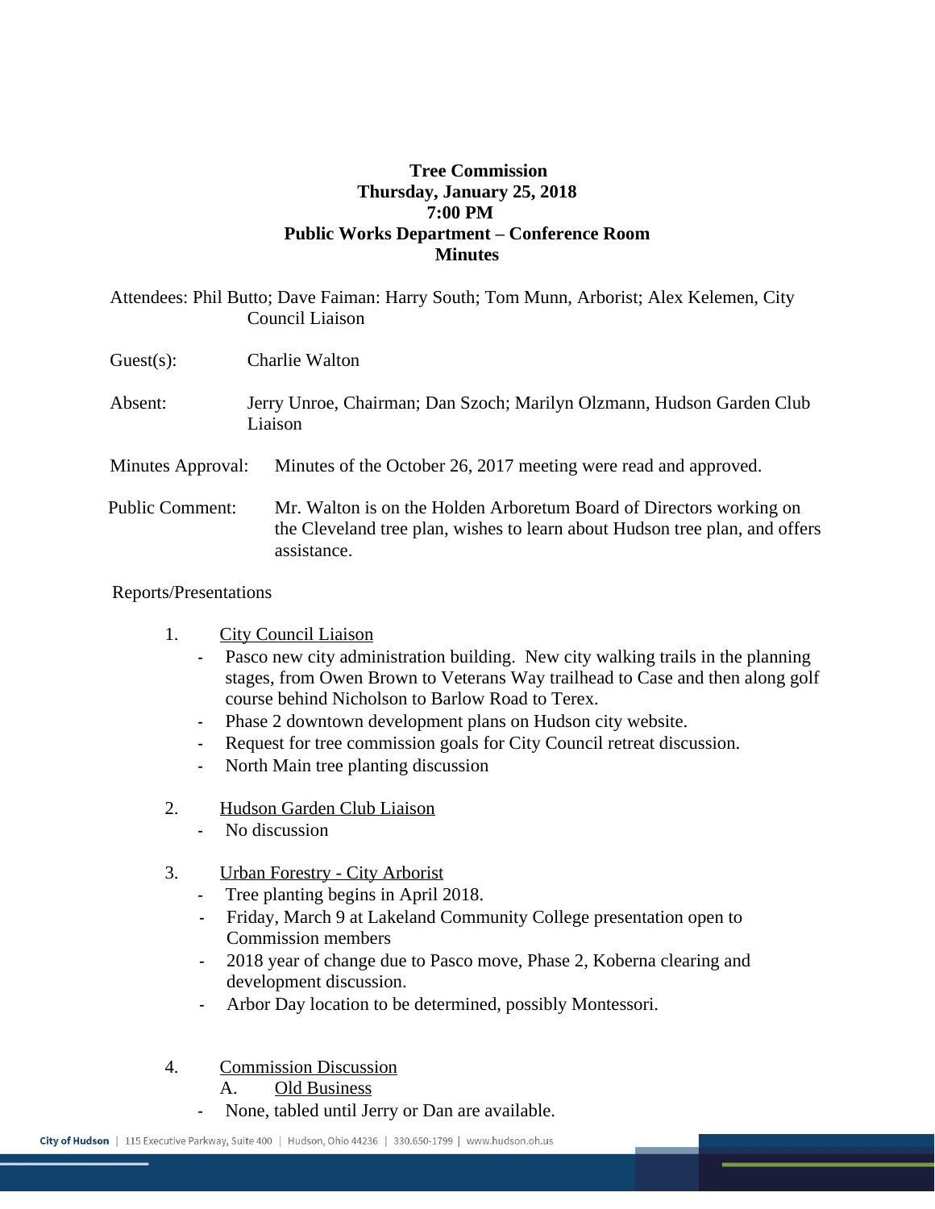**Tree Commission**
**Thursday, January 25, 2018**
**7:00 PM**
**Public Works Department – Conference Room**
**Minutes**

Attendees: Phil Butto; Dave Faiman: Harry South; Tom Munn, Arborist; Alex Kelemen, City Council Liaison

Guest(s): Charlie Walton

Absent: Jerry Unroe, Chairman; Dan Szoch; Marilyn Olzmann, Hudson Garden Club Liaison

Minutes Approval: Minutes of the October 26, 2017 meeting were read and approved.

Public Comment: Mr. Walton is on the Holden Arboretum Board of Directors working on the Cleveland tree plan, wishes to learn about Hudson tree plan, and offers assistance.

Reports/Presentations

1. City Council Liaison
   - Pasco new city administration building. New city walking trails in the planning stages, from Owen Brown to Veterans Way trailhead to Case and then along golf course behind Nicholson to Barlow Road to Terex.
   - Phase 2 downtown development plans on Hudson city website.
   - Request for tree commission goals for City Council retreat discussion.
   - North Main tree planting discussion

2. Hudson Garden Club Liaison
   - No discussion

3. Urban Forestry - City Arborist
   - Tree planting begins in April 2018.
   - Friday, March 9 at Lakeland Community College presentation open to Commission members
   - 2018 year of change due to Pasco move, Phase 2, Koberna clearing and development discussion.
   - Arbor Day location to be determined, possibly Montessori.

4. Commission Discussion
   A. Old Business
   - None, tabled until Jerry or Dan are available.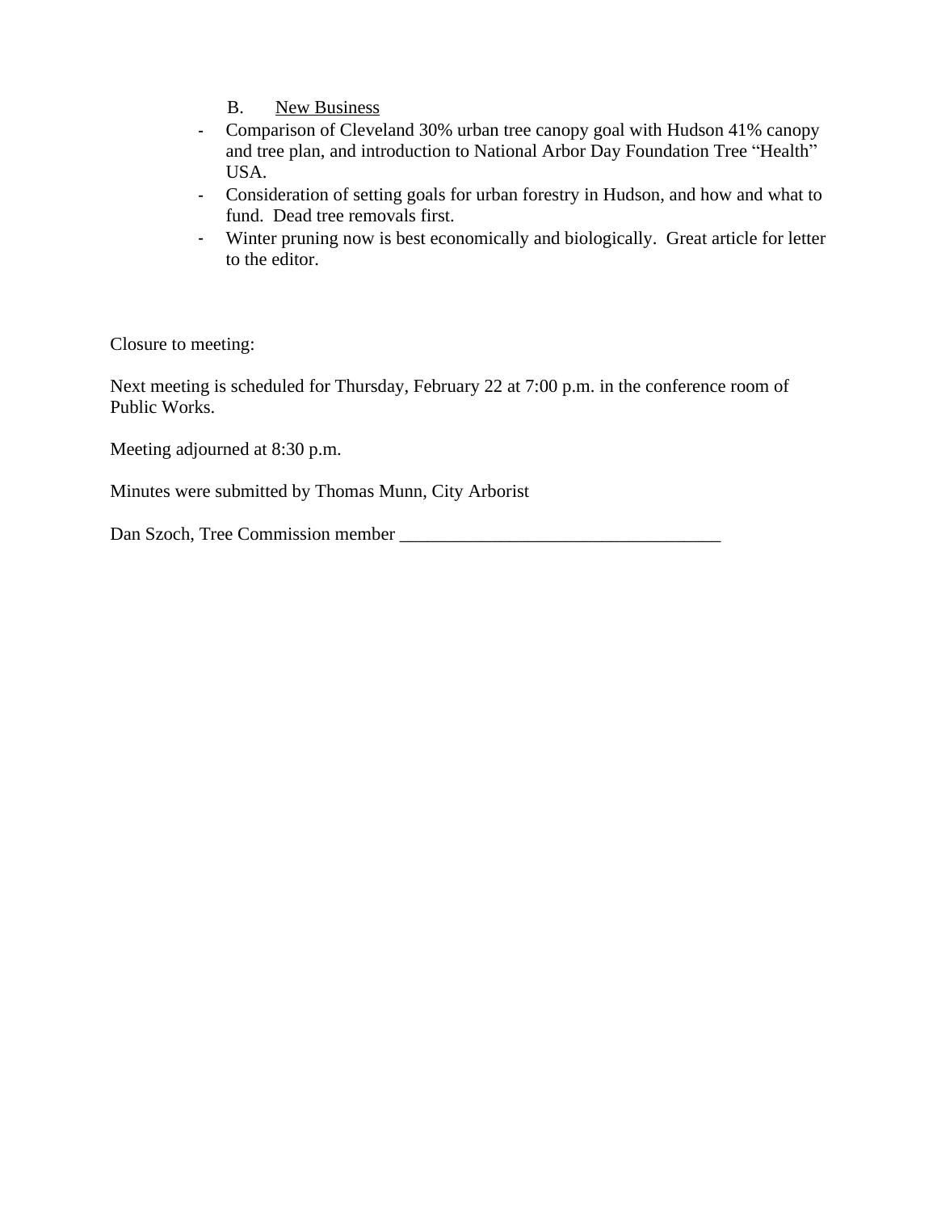B. <u>New Business</u>

- Comparison of Cleveland 30% urban tree canopy goal with Hudson 41% canopy and tree plan, and introduction to National Arbor Day Foundation Tree "Health" USA.
- Consideration of setting goals for urban forestry in Hudson, and how and what to fund. Dead tree removals first.
- Winter pruning now is best economically and biologically. Great article for letter to the editor.

Closure to meeting:

Next meeting is scheduled for Thursday, February 22 at 7:00 p.m. in the conference room of Public Works.

Meeting adjourned at 8:30 p.m.

Minutes were submitted by Thomas Munn, City Arborist

Dan Szoch, Tree Commission member ___________________________________